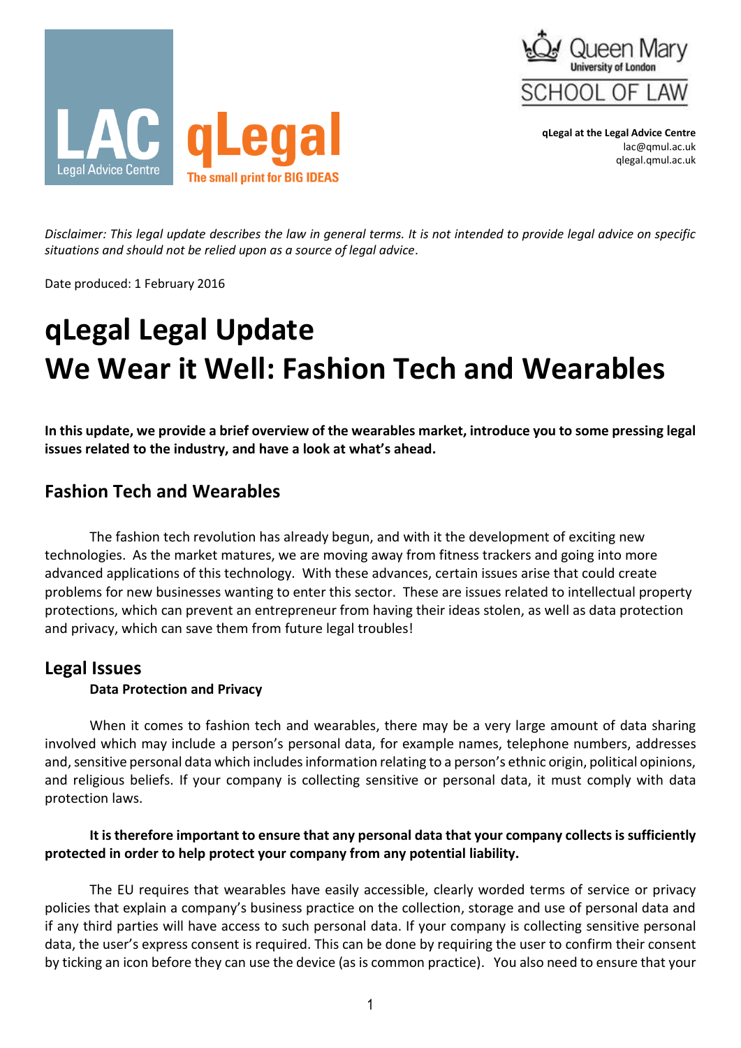LAC Legal Advice Centre

qLegal
The small print for BIG IDEAS

Queen Mary University of London
SCHOOL OF LAW

**qLegal at the Legal Advice Centre**
lac@qmul.ac.uk
qlegal.qmul.ac.uk

*Disclaimer: This legal update describes the law in general terms. It is not intended to provide legal advice on specific situations and should not be relied upon as a source of legal advice.*

Date produced: 1 February 2016

# qLegal Legal Update
# We Wear it Well: Fashion Tech and Wearables

**In this update, we provide a brief overview of the wearables market, introduce you to some pressing legal issues related to the industry, and have a look at what's ahead.**

## Fashion Tech and Wearables

The fashion tech revolution has already begun, and with it the development of exciting new technologies. As the market matures, we are moving away from fitness trackers and going into more advanced applications of this technology. With these advances, certain issues arise that could create problems for new businesses wanting to enter this sector. These are issues related to intellectual property protections, which can prevent an entrepreneur from having their ideas stolen, as well as data protection and privacy, which can save them from future legal troubles!

## Legal Issues

### Data Protection and Privacy

When it comes to fashion tech and wearables, there may be a very large amount of data sharing involved which may include a person's personal data, for example names, telephone numbers, addresses and, sensitive personal data which includes information relating to a person's ethnic origin, political opinions, and religious beliefs. If your company is collecting sensitive or personal data, it must comply with data protection laws.

**It is therefore important to ensure that any personal data that your company collects is sufficiently protected in order to help protect your company from any potential liability.**

The EU requires that wearables have easily accessible, clearly worded terms of service or privacy policies that explain a company's business practice on the collection, storage and use of personal data and if any third parties will have access to such personal data. If your company is collecting sensitive personal data, the user's express consent is required. This can be done by requiring the user to confirm their consent by ticking an icon before they can use the device (as is common practice). You also need to ensure that your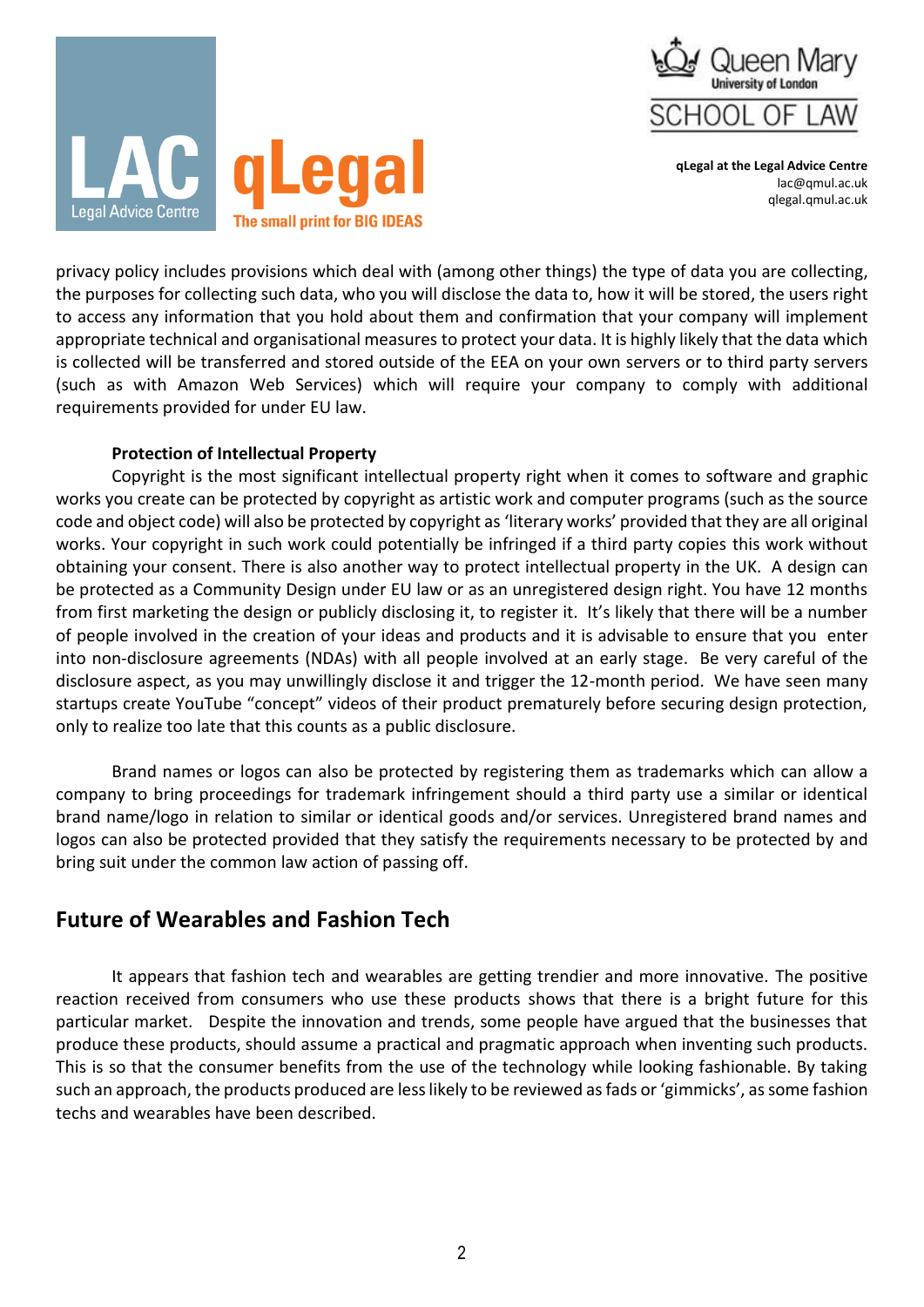privacy policy includes provisions which deal with (among other things) the type of data you are collecting, the purposes for collecting such data, who you will disclose the data to, how it will be stored, the users right to access any information that you hold about them and confirmation that your company will implement appropriate technical and organisational measures to protect your data. It is highly likely that the data which is collected will be transferred and stored outside of the EEA on your own servers or to third party servers (such as with Amazon Web Services) which will require your company to comply with additional requirements provided for under EU law.

**Protection of Intellectual Property**

Copyright is the most significant intellectual property right when it comes to software and graphic works you create can be protected by copyright as artistic work and computer programs (such as the source code and object code) will also be protected by copyright as 'literary works' provided that they are all original works. Your copyright in such work could potentially be infringed if a third party copies this work without obtaining your consent. There is also another way to protect intellectual property in the UK. A design can be protected as a Community Design under EU law or as an unregistered design right. You have 12 months from first marketing the design or publicly disclosing it, to register it. It's likely that there will be a number of people involved in the creation of your ideas and products and it is advisable to ensure that you enter into non-disclosure agreements (NDAs) with all people involved at an early stage. Be very careful of the disclosure aspect, as you may unwillingly disclose it and trigger the 12-month period. We have seen many startups create YouTube "concept" videos of their product prematurely before securing design protection, only to realize too late that this counts as a public disclosure.

Brand names or logos can also be protected by registering them as trademarks which can allow a company to bring proceedings for trademark infringement should a third party use a similar or identical brand name/logo in relation to similar or identical goods and/or services. Unregistered brand names and logos can also be protected provided that they satisfy the requirements necessary to be protected by and bring suit under the common law action of passing off.

## Future of Wearables and Fashion Tech

It appears that fashion tech and wearables are getting trendier and more innovative. The positive reaction received from consumers who use these products shows that there is a bright future for this particular market. Despite the innovation and trends, some people have argued that the businesses that produce these products, should assume a practical and pragmatic approach when inventing such products. This is so that the consumer benefits from the use of the technology while looking fashionable. By taking such an approach, the products produced are less likely to be reviewed as fads or 'gimmicks', as some fashion techs and wearables have been described.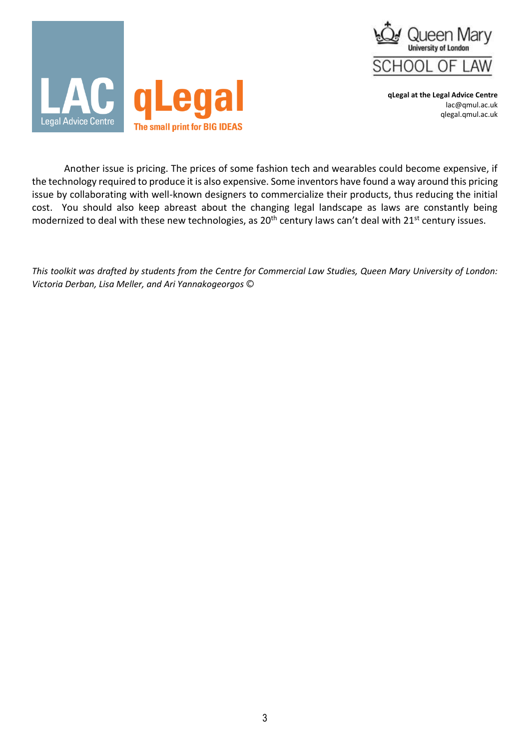Another issue is pricing. The prices of some fashion tech and wearables could become expensive, if the technology required to produce it is also expensive. Some inventors have found a way around this pricing issue by collaborating with well-known designers to commercialize their products, thus reducing the initial cost. You should also keep abreast about the changing legal landscape as laws are constantly being modernized to deal with these new technologies, as 20th century laws can't deal with 21st century issues.

*This toolkit was drafted by students from the Centre for Commercial Law Studies, Queen Mary University of London: Victoria Derban, Lisa Meller, and Ari Yannakogeorgos ©*